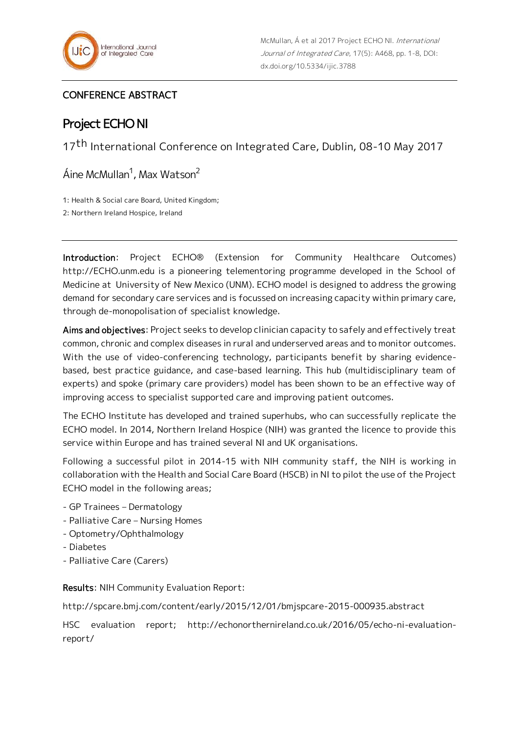McMullan, Á et al 2017 Project ECHO NI. *International Journal of Integrated Care*, 17(5): A468, pp. 1-8, DOI: dx.doi.org/10.5334/ijic.3788

CONFERENCE ABSTRACT

# Project ECHO NI

17th International Conference on Integrated Care, Dublin, 08-10 May 2017

Áine McMullan[1], Max Watson[2]

1: Health & Social care Board, United Kingdom;

2: Northern Ireland Hospice, Ireland

---

**Introduction**: Project ECHO® (Extension for Community Healthcare Outcomes) http://ECHO.unm.edu is a pioneering telementoring programme developed in the School of Medicine at University of New Mexico (UNM). ECHO model is designed to address the growing demand for secondary care services and is focussed on increasing capacity within primary care, through de-monopolisation of specialist knowledge.

**Aims and objectives**: Project seeks to develop clinician capacity to safely and effectively treat common, chronic and complex diseases in rural and underserved areas and to monitor outcomes. With the use of video-conferencing technology, participants benefit by sharing evidence-based, best practice guidance, and case-based learning. This hub (multidisciplinary team of experts) and spoke (primary care providers) model has been shown to be an effective way of improving access to specialist supported care and improving patient outcomes.

The ECHO Institute has developed and trained superhubs, who can successfully replicate the ECHO model. In 2014, Northern Ireland Hospice (NIH) was granted the licence to provide this service within Europe and has trained several NI and UK organisations.

Following a successful pilot in 2014-15 with NIH community staff, the NIH is working in collaboration with the Health and Social Care Board (HSCB) in NI to pilot the use of the Project ECHO model in the following areas;

- GP Trainees – Dermatology
- Palliative Care – Nursing Homes
- Optometry/Ophthalmology
- Diabetes
- Palliative Care (Carers)

**Results**: NIH Community Evaluation Report:

http://spcare.bmj.com/content/early/2015/12/01/bmjspcare-2015-000935.abstract

HSC evaluation report; http://echonorthernireland.co.uk/2016/05/echo-ni-evaluation-report/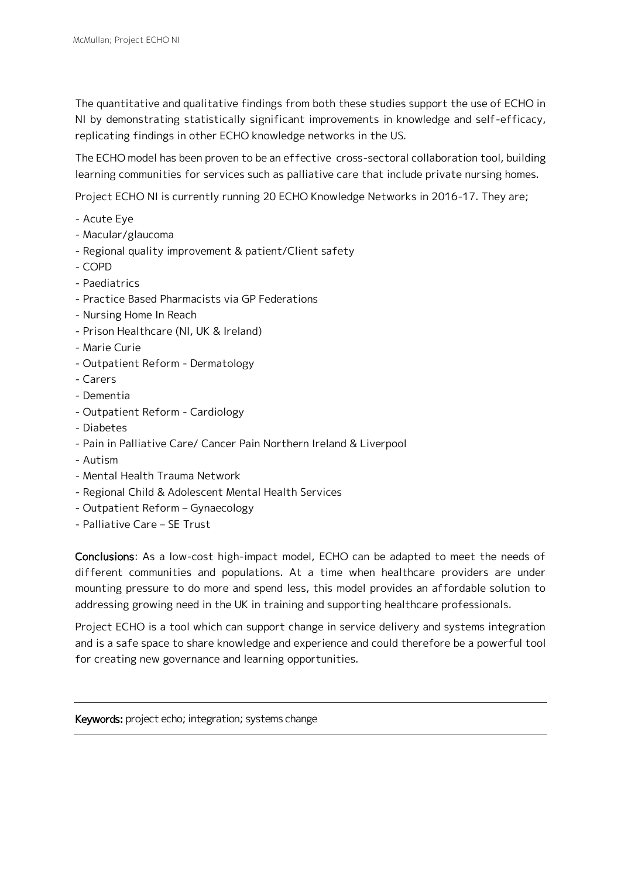The quantitative and qualitative findings from both these studies support the use of ECHO in NI by demonstrating statistically significant improvements in knowledge and self-efficacy, replicating findings in other ECHO knowledge networks in the US.

The ECHO model has been proven to be an effective cross-sectoral collaboration tool, building learning communities for services such as palliative care that include private nursing homes.

Project ECHO NI is currently running 20 ECHO Knowledge Networks in 2016-17. They are;

- Acute Eye
- Macular/glaucoma
- Regional quality improvement & patient/Client safety
- COPD
- Paediatrics
- Practice Based Pharmacists via GP Federations
- Nursing Home In Reach
- Prison Healthcare (NI, UK & Ireland)
- Marie Curie
- Outpatient Reform - Dermatology
- Carers
- Dementia
- Outpatient Reform - Cardiology
- Diabetes
- Pain in Palliative Care/ Cancer Pain Northern Ireland & Liverpool
- Autism
- Mental Health Trauma Network
- Regional Child & Adolescent Mental Health Services
- Outpatient Reform – Gynaecology
- Palliative Care – SE Trust

**Conclusions**: As a low-cost high-impact model, ECHO can be adapted to meet the needs of different communities and populations. At a time when healthcare providers are under mounting pressure to do more and spend less, this model provides an affordable solution to addressing growing need in the UK in training and supporting healthcare professionals.

Project ECHO is a tool which can support change in service delivery and systems integration and is a safe space to share knowledge and experience and could therefore be a powerful tool for creating new governance and learning opportunities.

---

**Keywords:** project echo; integration; systems change

---